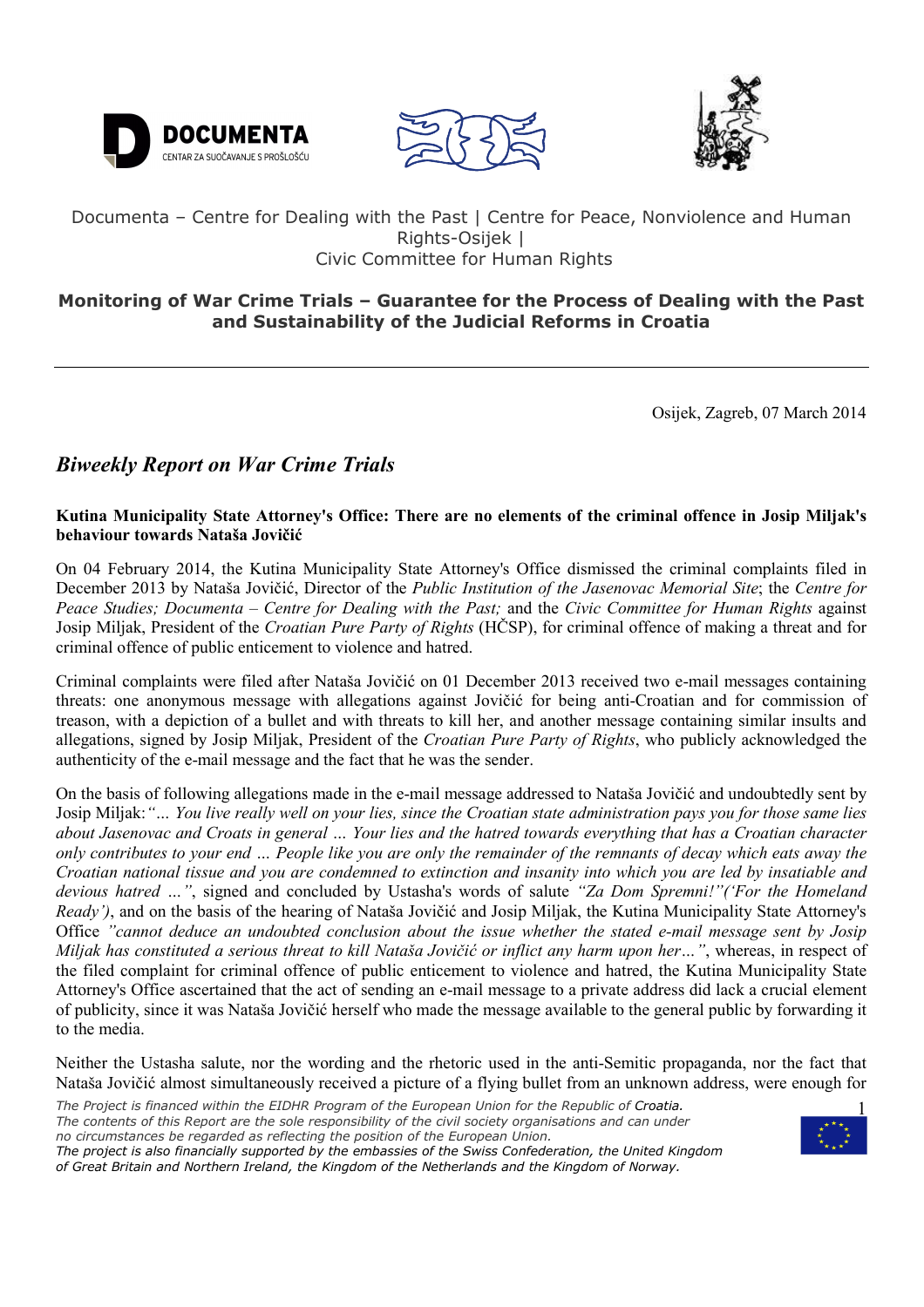Documenta – Centre for Dealing with the Past | Centre for Peace, Nonviolence and Human Rights-Osijek |
Civic Committee for Human Rights

**Monitoring of War Crime Trials – Guarantee for the Process of Dealing with the Past and Sustainability of the Judicial Reforms in Croatia**

---

Osijek, Zagreb, 07 March 2014

# *Biweekly Report on War Crime Trials*

### Kutina Municipality State Attorney's Office: There are no elements of the criminal offence in Josip Miljak's behaviour towards Nataša Jovičić

On 04 February 2014, the Kutina Municipality State Attorney's Office dismissed the criminal complaints filed in December 2013 by Nataša Jovičić, Director of the *Public Institution of the Jasenovac Memorial Site*; the *Centre for Peace Studies; Documenta – Centre for Dealing with the Past;* and the *Civic Committee for Human Rights* against Josip Miljak, President of the *Croatian Pure Party of Rights* (HČSP), for criminal offence of making a threat and for criminal offence of public enticement to violence and hatred.

Criminal complaints were filed after Nataša Jovičić on 01 December 2013 received two e-mail messages containing threats: one anonymous message with allegations against Jovičić for being anti-Croatian and for commission of treason, with a depiction of a bullet and with threats to kill her, and another message containing similar insults and allegations, signed by Josip Miljak, President of the *Croatian Pure Party of Rights*, who publicly acknowledged the authenticity of the e-mail message and the fact that he was the sender.

On the basis of following allegations made in the e-mail message addressed to Nataša Jovičić and undoubtedly sent by Josip Miljak:*"… You live really well on your lies, since the Croatian state administration pays you for those same lies about Jasenovac and Croats in general … Your lies and the hatred towards everything that has a Croatian character only contributes to your end … People like you are only the remainder of the remnants of decay which eats away the Croatian national tissue and you are condemned to extinction and insanity into which you are led by insatiable and devious hatred …"*, signed and concluded by Ustasha's words of salute *"Za Dom Spremni!"('For the Homeland Ready')*, and on the basis of the hearing of Nataša Jovičić and Josip Miljak, the Kutina Municipality State Attorney's Office *"cannot deduce an undoubted conclusion about the issue whether the stated e-mail message sent by Josip Miljak has constituted a serious threat to kill Nataša Jovičić or inflict any harm upon her…"*, whereas, in respect of the filed complaint for criminal offence of public enticement to violence and hatred, the Kutina Municipality State Attorney's Office ascertained that the act of sending an e-mail message to a private address did lack a crucial element of publicity, since it was Nataša Jovičić herself who made the message available to the general public by forwarding it to the media.

Neither the Ustasha salute, nor the wording and the rhetoric used in the anti-Semitic propaganda, nor the fact that Nataša Jovičić almost simultaneously received a picture of a flying bullet from an unknown address, were enough for

*The Project is financed within the EIDHR Program of the European Union for the Republic of Croatia. The contents of this Report are the sole responsibility of the civil society organisations and can under no circumstances be regarded as reflecting the position of the European Union. The project is also financially supported by the embassies of the Swiss Confederation, the United Kingdom of Great Britain and Northern Ireland, the Kingdom of the Netherlands and the Kingdom of Norway.*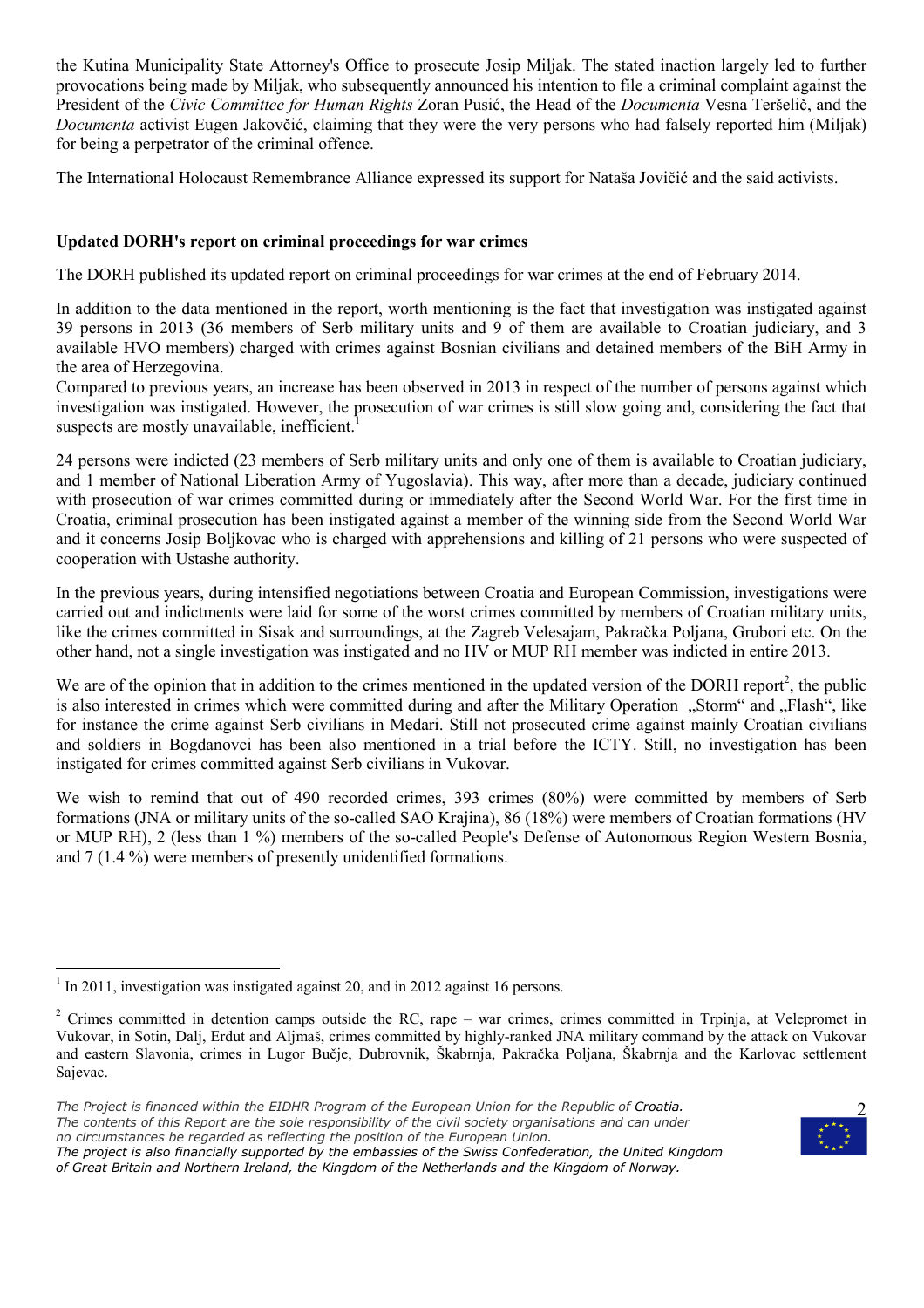the Kutina Municipality State Attorney's Office to prosecute Josip Miljak. The stated inaction largely led to further provocations being made by Miljak, who subsequently announced his intention to file a criminal complaint against the President of the *Civic Committee for Human Rights* Zoran Pusić, the Head of the *Documenta* Vesna Teršelič, and the *Documenta* activist Eugen Jakovčić, claiming that they were the very persons who had falsely reported him (Miljak) for being a perpetrator of the criminal offence.

The International Holocaust Remembrance Alliance expressed its support for Nataša Jovičić and the said activists.

**Updated DORH's report on criminal proceedings for war crimes**

The DORH published its updated report on criminal proceedings for war crimes at the end of February 2014.

In addition to the data mentioned in the report, worth mentioning is the fact that investigation was instigated against 39 persons in 2013 (36 members of Serb military units and 9 of them are available to Croatian judiciary, and 3 available HVO members) charged with crimes against Bosnian civilians and detained members of the BiH Army in the area of Herzegovina.
Compared to previous years, an increase has been observed in 2013 in respect of the number of persons against which investigation was instigated. However, the prosecution of war crimes is still slow going and, considering the fact that suspects are mostly unavailable, inefficient.[1]

24 persons were indicted (23 members of Serb military units and only one of them is available to Croatian judiciary, and 1 member of National Liberation Army of Yugoslavia). This way, after more than a decade, judiciary continued with prosecution of war crimes committed during or immediately after the Second World War. For the first time in Croatia, criminal prosecution has been instigated against a member of the winning side from the Second World War and it concerns Josip Boljkovac who is charged with apprehensions and killing of 21 persons who were suspected of cooperation with Ustashe authority.

In the previous years, during intensified negotiations between Croatia and European Commission, investigations were carried out and indictments were laid for some of the worst crimes committed by members of Croatian military units, like the crimes committed in Sisak and surroundings, at the Zagreb Velesajam, Pakračka Poljana, Grubori etc. On the other hand, not a single investigation was instigated and no HV or MUP RH member was indicted in entire 2013.

We are of the opinion that in addition to the crimes mentioned in the updated version of the DORH report[2], the public is also interested in crimes which were committed during and after the Military Operation „Storm" and „Flash", like for instance the crime against Serb civilians in Medari. Still not prosecuted crime against mainly Croatian civilians and soldiers in Bogdanovci has been also mentioned in a trial before the ICTY. Still, no investigation has been instigated for crimes committed against Serb civilians in Vukovar.

We wish to remind that out of 490 recorded crimes, 393 crimes (80%) were committed by members of Serb formations (JNA or military units of the so-called SAO Krajina), 86 (18%) were members of Croatian formations (HV or MUP RH), 2 (less than 1 %) members of the so-called People's Defense of Autonomous Region Western Bosnia, and 7 (1.4 %) were members of presently unidentified formations.

---

[1] In 2011, investigation was instigated against 20, and in 2012 against 16 persons.

[2] Crimes committed in detention camps outside the RC, rape – war crimes, crimes committed in Trpinja, at Velepromet in Vukovar, in Sotin, Dalj, Erdut and Aljmaš, crimes committed by highly-ranked JNA military command by the attack on Vukovar and eastern Slavonia, crimes in Lugor Bučje, Dubrovnik, Škabrnja, Pakračka Poljana, Škabrnja and the Karlovac settlement Sajevac.

*The Project is financed within the EIDHR Program of the European Union for the Republic of Croatia. The contents of this Report are the sole responsibility of the civil society organisations and can under no circumstances be regarded as reflecting the position of the European Union. The project is also financially supported by the embassies of the Swiss Confederation, the United Kingdom of Great Britain and Northern Ireland, the Kingdom of the Netherlands and the Kingdom of Norway.*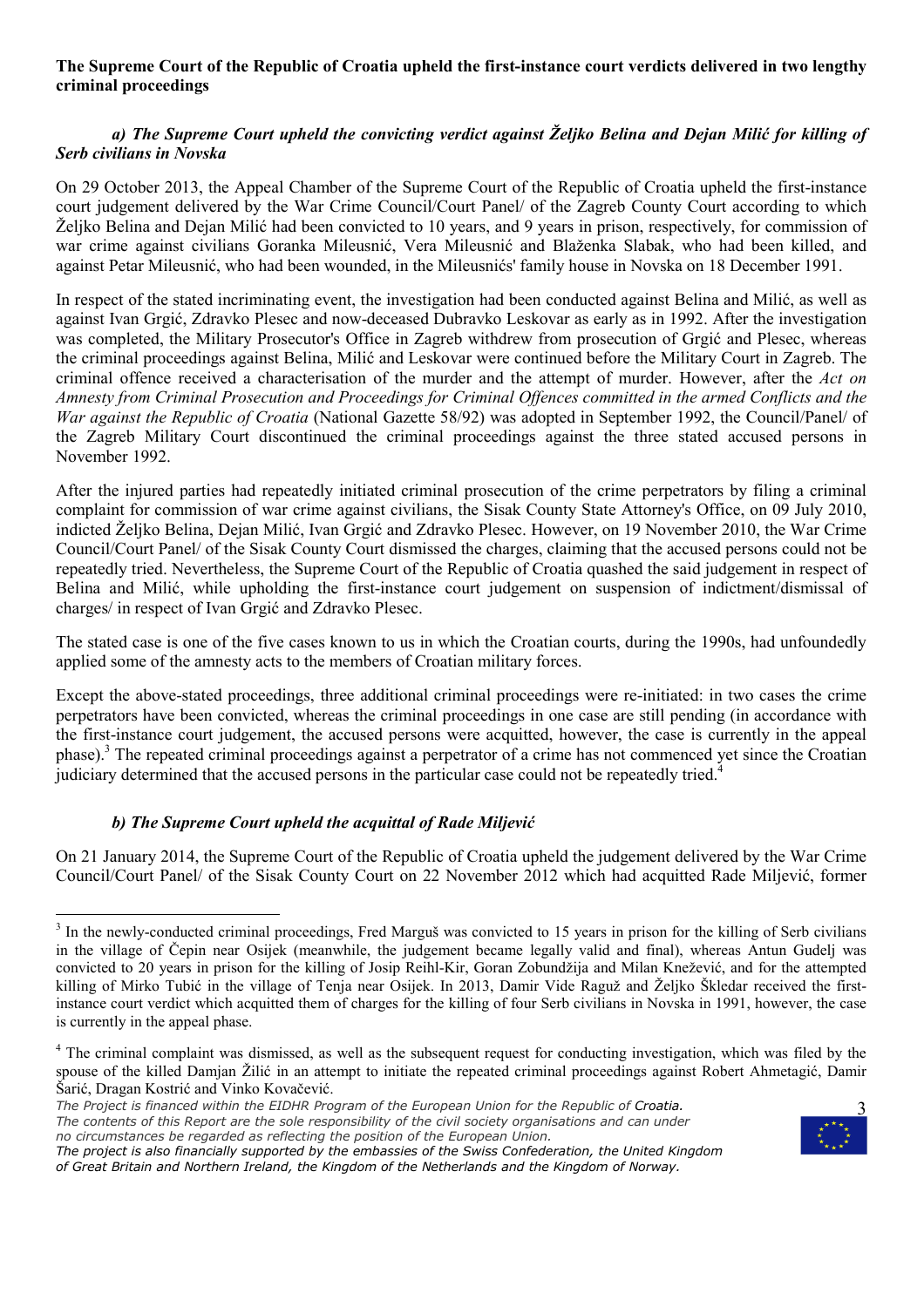**The Supreme Court of the Republic of Croatia upheld the first-instance court verdicts delivered in two lengthy criminal proceedings**

***a) The Supreme Court upheld the convicting verdict against Željko Belina and Dejan Milić for killing of Serb civilians in Novska***

On 29 October 2013, the Appeal Chamber of the Supreme Court of the Republic of Croatia upheld the first-instance court judgement delivered by the War Crime Council/Court Panel/ of the Zagreb County Court according to which Željko Belina and Dejan Milić had been convicted to 10 years, and 9 years in prison, respectively, for commission of war crime against civilians Goranka Mileusnić, Vera Mileusnić and Blaženka Slabak, who had been killed, and against Petar Mileusnić, who had been wounded, in the Mileusnićs' family house in Novska on 18 December 1991.

In respect of the stated incriminating event, the investigation had been conducted against Belina and Milić, as well as against Ivan Grgić, Zdravko Plesec and now-deceased Dubravko Leskovar as early as in 1992. After the investigation was completed, the Military Prosecutor's Office in Zagreb withdrew from prosecution of Grgić and Plesec, whereas the criminal proceedings against Belina, Milić and Leskovar were continued before the Military Court in Zagreb. The criminal offence received a characterisation of the murder and the attempt of murder. However, after the *Act on Amnesty from Criminal Prosecution and Proceedings for Criminal Offences committed in the armed Conflicts and the War against the Republic of Croatia* (National Gazette 58/92) was adopted in September 1992, the Council/Panel/ of the Zagreb Military Court discontinued the criminal proceedings against the three stated accused persons in November 1992.

After the injured parties had repeatedly initiated criminal prosecution of the crime perpetrators by filing a criminal complaint for commission of war crime against civilians, the Sisak County State Attorney's Office, on 09 July 2010, indicted Željko Belina, Dejan Milić, Ivan Grgić and Zdravko Plesec. However, on 19 November 2010, the War Crime Council/Court Panel/ of the Sisak County Court dismissed the charges, claiming that the accused persons could not be repeatedly tried. Nevertheless, the Supreme Court of the Republic of Croatia quashed the said judgement in respect of Belina and Milić, while upholding the first-instance court judgement on suspension of indictment/dismissal of charges/ in respect of Ivan Grgić and Zdravko Plesec.

The stated case is one of the five cases known to us in which the Croatian courts, during the 1990s, had unfoundedly applied some of the amnesty acts to the members of Croatian military forces.

Except the above-stated proceedings, three additional criminal proceedings were re-initiated: in two cases the crime perpetrators have been convicted, whereas the criminal proceedings in one case are still pending (in accordance with the first-instance court judgement, the accused persons were acquitted, however, the case is currently in the appeal phase).[3] The repeated criminal proceedings against a perpetrator of a crime has not commenced yet since the Croatian judiciary determined that the accused persons in the particular case could not be repeatedly tried.[4]

***b) The Supreme Court upheld the acquittal of Rade Miljević***

On 21 January 2014, the Supreme Court of the Republic of Croatia upheld the judgement delivered by the War Crime Council/Court Panel/ of the Sisak County Court on 22 November 2012 which had acquitted Rade Miljević, former

---

[3] In the newly-conducted criminal proceedings, Fred Marguš was convicted to 15 years in prison for the killing of Serb civilians in the village of Čepin near Osijek (meanwhile, the judgement became legally valid and final), whereas Antun Gudelj was convicted to 20 years in prison for the killing of Josip Reihl-Kir, Goran Zobundžija and Milan Knežević, and for the attempted killing of Mirko Tubić in the village of Tenja near Osijek. In 2013, Damir Vide Raguž and Željko Škledar received the first-instance court verdict which acquitted them of charges for the killing of four Serb civilians in Novska in 1991, however, the case is currently in the appeal phase.

[4] The criminal complaint was dismissed, as well as the subsequent request for conducting investigation, which was filed by the spouse of the killed Damjan Žilić in an attempt to initiate the repeated criminal proceedings against Robert Ahmetagić, Damir Šarić, Dragan Kostrić and Vinko Kovačević.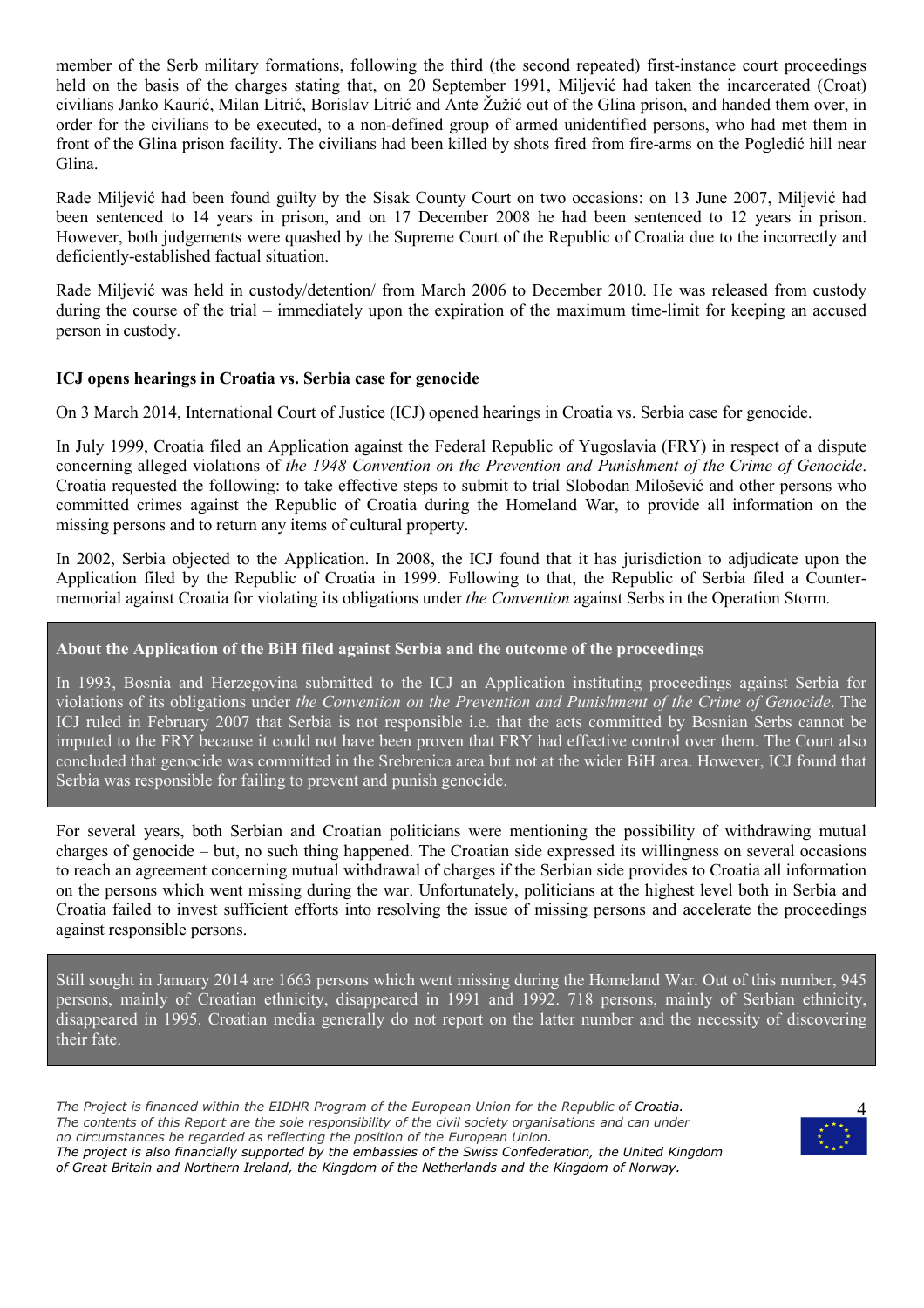member of the Serb military formations, following the third (the second repeated) first-instance court proceedings held on the basis of the charges stating that, on 20 September 1991, Miljević had taken the incarcerated (Croat) civilians Janko Kaurić, Milan Litrić, Borislav Litrić and Ante Žužić out of the Glina prison, and handed them over, in order for the civilians to be executed, to a non-defined group of armed unidentified persons, who had met them in front of the Glina prison facility. The civilians had been killed by shots fired from fire-arms on the Pogledić hill near Glina.

Rade Miljević had been found guilty by the Sisak County Court on two occasions: on 13 June 2007, Miljević had been sentenced to 14 years in prison, and on 17 December 2008 he had been sentenced to 12 years in prison. However, both judgements were quashed by the Supreme Court of the Republic of Croatia due to the incorrectly and deficiently-established factual situation.

Rade Miljević was held in custody/detention/ from March 2006 to December 2010. He was released from custody during the course of the trial – immediately upon the expiration of the maximum time-limit for keeping an accused person in custody.

**ICJ opens hearings in Croatia vs. Serbia case for genocide**

On 3 March 2014, International Court of Justice (ICJ) opened hearings in Croatia vs. Serbia case for genocide.

In July 1999, Croatia filed an Application against the Federal Republic of Yugoslavia (FRY) in respect of a dispute concerning alleged violations of *the 1948 Convention on the Prevention and Punishment of the Crime of Genocide*. Croatia requested the following: to take effective steps to submit to trial Slobodan Milošević and other persons who committed crimes against the Republic of Croatia during the Homeland War, to provide all information on the missing persons and to return any items of cultural property.

In 2002, Serbia objected to the Application. In 2008, the ICJ found that it has jurisdiction to adjudicate upon the Application filed by the Republic of Croatia in 1999. Following to that, the Republic of Serbia filed a Counter-memorial against Croatia for violating its obligations under *the Convention* against Serbs in the Operation Storm.

**About the Application of the BiH filed against Serbia and the outcome of the proceedings**

In 1993, Bosnia and Herzegovina submitted to the ICJ an Application instituting proceedings against Serbia for violations of its obligations under *the Convention on the Prevention and Punishment of the Crime of Genocide*. The ICJ ruled in February 2007 that Serbia is not responsible i.e. that the acts committed by Bosnian Serbs cannot be imputed to the FRY because it could not have been proven that FRY had effective control over them. The Court also concluded that genocide was committed in the Srebrenica area but not at the wider BiH area. However, ICJ found that Serbia was responsible for failing to prevent and punish genocide.

For several years, both Serbian and Croatian politicians were mentioning the possibility of withdrawing mutual charges of genocide – but, no such thing happened. The Croatian side expressed its willingness on several occasions to reach an agreement concerning mutual withdrawal of charges if the Serbian side provides to Croatia all information on the persons which went missing during the war. Unfortunately, politicians at the highest level both in Serbia and Croatia failed to invest sufficient efforts into resolving the issue of missing persons and accelerate the proceedings against responsible persons.

Still sought in January 2014 are 1663 persons which went missing during the Homeland War. Out of this number, 945 persons, mainly of Croatian ethnicity, disappeared in 1991 and 1992. 718 persons, mainly of Serbian ethnicity, disappeared in 1995. Croatian media generally do not report on the latter number and the necessity of discovering their fate.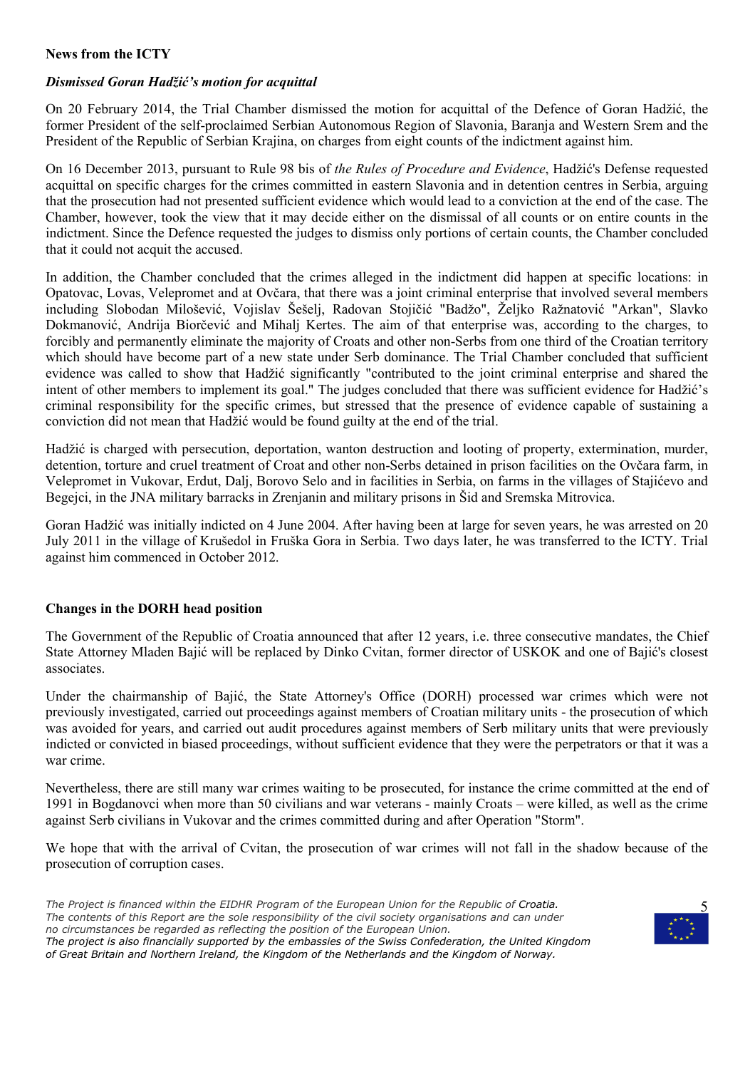## News from the ICTY

### *Dismissed Goran Hadžić's motion for acquittal*

On 20 February 2014, the Trial Chamber dismissed the motion for acquittal of the Defence of Goran Hadžić, the former President of the self-proclaimed Serbian Autonomous Region of Slavonia, Baranja and Western Srem and the President of the Republic of Serbian Krajina, on charges from eight counts of the indictment against him.

On 16 December 2013, pursuant to Rule 98 bis of *the Rules of Procedure and Evidence*, Hadžić's Defense requested acquittal on specific charges for the crimes committed in eastern Slavonia and in detention centres in Serbia, arguing that the prosecution had not presented sufficient evidence which would lead to a conviction at the end of the case. The Chamber, however, took the view that it may decide either on the dismissal of all counts or on entire counts in the indictment. Since the Defence requested the judges to dismiss only portions of certain counts, the Chamber concluded that it could not acquit the accused.

In addition, the Chamber concluded that the crimes alleged in the indictment did happen at specific locations: in Opatovac, Lovas, Velepromet and at Ovčara, that there was a joint criminal enterprise that involved several members including Slobodan Milošević, Vojislav Šešelj, Radovan Stojičić "Badžo", Željko Ražnatović "Arkan", Slavko Dokmanović, Andrija Biorčević and Mihalj Kertes. The aim of that enterprise was, according to the charges, to forcibly and permanently eliminate the majority of Croats and other non-Serbs from one third of the Croatian territory which should have become part of a new state under Serb dominance. The Trial Chamber concluded that sufficient evidence was called to show that Hadžić significantly "contributed to the joint criminal enterprise and shared the intent of other members to implement its goal." The judges concluded that there was sufficient evidence for Hadžić's criminal responsibility for the specific crimes, but stressed that the presence of evidence capable of sustaining a conviction did not mean that Hadžić would be found guilty at the end of the trial.

Hadžić is charged with persecution, deportation, wanton destruction and looting of property, extermination, murder, detention, torture and cruel treatment of Croat and other non-Serbs detained in prison facilities on the Ovčara farm, in Velepromet in Vukovar, Erdut, Dalj, Borovo Selo and in facilities in Serbia, on farms in the villages of Stajićevo and Begejci, in the JNA military barracks in Zrenjanin and military prisons in Šid and Sremska Mitrovica.

Goran Hadžić was initially indicted on 4 June 2004. After having been at large for seven years, he was arrested on 20 July 2011 in the village of Krušedol in Fruška Gora in Serbia. Two days later, he was transferred to the ICTY. Trial against him commenced in October 2012.

## Changes in the DORH head position

The Government of the Republic of Croatia announced that after 12 years, i.e. three consecutive mandates, the Chief State Attorney Mladen Bajić will be replaced by Dinko Cvitan, former director of USKOK and one of Bajić's closest associates.

Under the chairmanship of Bajić, the State Attorney's Office (DORH) processed war crimes which were not previously investigated, carried out proceedings against members of Croatian military units - the prosecution of which was avoided for years, and carried out audit procedures against members of Serb military units that were previously indicted or convicted in biased proceedings, without sufficient evidence that they were the perpetrators or that it was a war crime.

Nevertheless, there are still many war crimes waiting to be prosecuted, for instance the crime committed at the end of 1991 in Bogdanovci when more than 50 civilians and war veterans - mainly Croats – were killed, as well as the crime against Serb civilians in Vukovar and the crimes committed during and after Operation "Storm".

We hope that with the arrival of Cvitan, the prosecution of war crimes will not fall in the shadow because of the prosecution of corruption cases.

*The Project is financed within the EIDHR Program of the European Union for the Republic of Croatia. The contents of this Report are the sole responsibility of the civil society organisations and can under no circumstances be regarded as reflecting the position of the European Union. The project is also financially supported by the embassies of the Swiss Confederation, the United Kingdom of Great Britain and Northern Ireland, the Kingdom of the Netherlands and the Kingdom of Norway.*